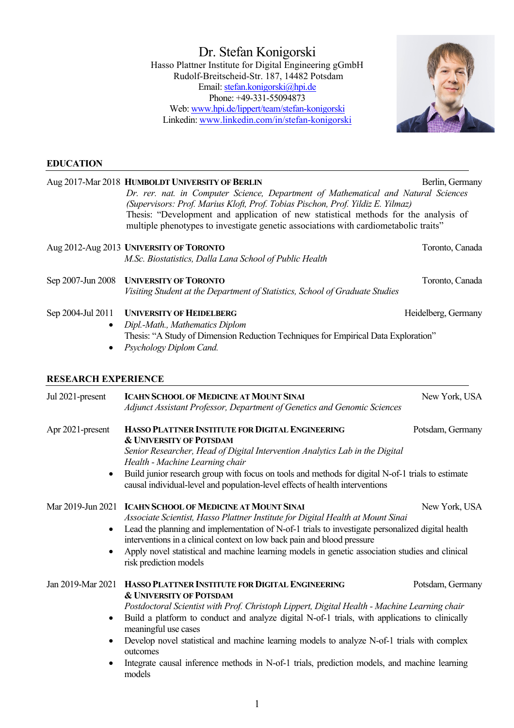# Dr. Stefan Konigorski

Hasso Plattner Institute for Digital Engineering gGmbH
Rudolf-Breitscheid-Str. 187, 14482 Potsdam
Email: stefan.konigorski@hpi.de
Phone: +49-331-55094873
Web: www.hpi.de/lippert/team/stefan-konigorski
Linkedin: www.linkedin.com/in/stefan-konigorski

## EDUCATION

**Aug 2017-Mar 2018** **HUMBOLDT UNIVERSITY OF BERLIN** — Berlin, Germany
*Dr. rer. nat. in Computer Science, Department of Mathematical and Natural Sciences (Supervisors: Prof. Marius Kloft, Prof. Tobias Pischon, Prof. Yildiz E. Yilmaz)*
Thesis: "Development and application of new statistical methods for the analysis of multiple phenotypes to investigate genetic associations with cardiometabolic traits"

**Aug 2012-Aug 2013** **UNIVERSITY OF TORONTO** — Toronto, Canada
*M.Sc. Biostatistics, Dalla Lana School of Public Health*

**Sep 2007-Jun 2008** **UNIVERSITY OF TORONTO** — Toronto, Canada
*Visiting Student at the Department of Statistics, School of Graduate Studies*

**Sep 2004-Jul 2011** **UNIVERSITY OF HEIDELBERG** — Heidelberg, Germany
- *Dipl.-Math., Mathematics Diplom*
  Thesis: "A Study of Dimension Reduction Techniques for Empirical Data Exploration"
- *Psychology Diplom Cand.*

## RESEARCH EXPERIENCE

**Jul 2021-present** **ICAHN SCHOOL OF MEDICINE AT MOUNT SINAI** — New York, USA
*Adjunct Assistant Professor, Department of Genetics and Genomic Sciences*

**Apr 2021-present** **HASSO PLATTNER INSTITUTE FOR DIGITAL ENGINEERING & UNIVERSITY OF POTSDAM** — Potsdam, Germany
*Senior Researcher, Head of Digital Intervention Analytics Lab in the Digital Health - Machine Learning chair*
- Build junior research group with focus on tools and methods for digital N-of-1 trials to estimate causal individual-level and population-level effects of health interventions

**Mar 2019-Jun 2021** **ICAHN SCHOOL OF MEDICINE AT MOUNT SINAI** — New York, USA
*Associate Scientist, Hasso Plattner Institute for Digital Health at Mount Sinai*
- Lead the planning and implementation of N-of-1 trials to investigate personalized digital health interventions in a clinical context on low back pain and blood pressure
- Apply novel statistical and machine learning models in genetic association studies and clinical risk prediction models

**Jan 2019-Mar 2021** **HASSO PLATTNER INSTITUTE FOR DIGITAL ENGINEERING & UNIVERSITY OF POTSDAM** — Potsdam, Germany
*Postdoctoral Scientist with Prof. Christoph Lippert, Digital Health - Machine Learning chair*
- Build a platform to conduct and analyze digital N-of-1 trials, with applications to clinically meaningful use cases
- Develop novel statistical and machine learning models to analyze N-of-1 trials with complex outcomes
- Integrate causal inference methods in N-of-1 trials, prediction models, and machine learning models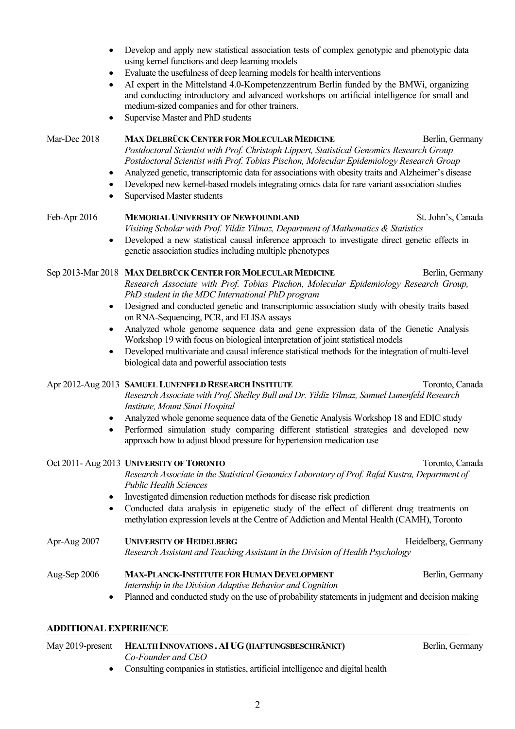- Develop and apply new statistical association tests of complex genotypic and phenotypic data using kernel functions and deep learning models
- Evaluate the usefulness of deep learning models for health interventions
- AI expert in the Mittelstand 4.0-Kompetenzzentrum Berlin funded by the BMWi, organizing and conducting introductory and advanced workshops on artificial intelligence for small and medium-sized companies and for other trainers.
- Supervise Master and PhD students

Mar-Dec 2018 **MAX DELBRÜCK CENTER FOR MOLECULAR MEDICINE** Berlin, Germany
*Postdoctoral Scientist with Prof. Christoph Lippert, Statistical Genomics Research Group*
*Postdoctoral Scientist with Prof. Tobias Pischon, Molecular Epidemiology Research Group*

- Analyzed genetic, transcriptomic data for associations with obesity traits and Alzheimer's disease
- Developed new kernel-based models integrating omics data for rare variant association studies
- Supervised Master students

Feb-Apr 2016 **MEMORIAL UNIVERSITY OF NEWFOUNDLAND** St. John's, Canada
*Visiting Scholar with Prof. Yildiz Yilmaz, Department of Mathematics & Statistics*

- Developed a new statistical causal inference approach to investigate direct genetic effects in genetic association studies including multiple phenotypes

Sep 2013-Mar 2018 **MAX DELBRÜCK CENTER FOR MOLECULAR MEDICINE** Berlin, Germany
*Research Associate with Prof. Tobias Pischon, Molecular Epidemiology Research Group, PhD student in the MDC International PhD program*

- Designed and conducted genetic and transcriptomic association study with obesity traits based on RNA-Sequencing, PCR, and ELISA assays
- Analyzed whole genome sequence data and gene expression data of the Genetic Analysis Workshop 19 with focus on biological interpretation of joint statistical models
- Developed multivariate and causal inference statistical methods for the integration of multi-level biological data and powerful association tests

Apr 2012-Aug 2013 **SAMUEL LUNENFELD RESEARCH INSTITUTE** Toronto, Canada
*Research Associate with Prof. Shelley Bull and Dr. Yildiz Yilmaz, Samuel Lunenfeld Research Institute, Mount Sinai Hospital*

- Analyzed whole genome sequence data of the Genetic Analysis Workshop 18 and EDIC study
- Performed simulation study comparing different statistical strategies and developed new approach how to adjust blood pressure for hypertension medication use

Oct 2011- Aug 2013 **UNIVERSITY OF TORONTO** Toronto, Canada
*Research Associate in the Statistical Genomics Laboratory of Prof. Rafal Kustra, Department of Public Health Sciences*

- Investigated dimension reduction methods for disease risk prediction
- Conducted data analysis in epigenetic study of the effect of different drug treatments on methylation expression levels at the Centre of Addiction and Mental Health (CAMH), Toronto

Apr-Aug 2007 **UNIVERSITY OF HEIDELBERG** Heidelberg, Germany
*Research Assistant and Teaching Assistant in the Division of Health Psychology*

Aug-Sep 2006 **MAX-PLANCK-INSTITUTE FOR HUMAN DEVELOPMENT** Berlin, Germany
*Internship in the Division Adaptive Behavior and Cognition*

- Planned and conducted study on the use of probability statements in judgment and decision making

## ADDITIONAL EXPERIENCE

May 2019-present **HEALTH INNOVATIONS . AI UG (HAFTUNGSBESCHRÄNKT)** Berlin, Germany
*Co-Founder and CEO*

- Consulting companies in statistics, artificial intelligence and digital health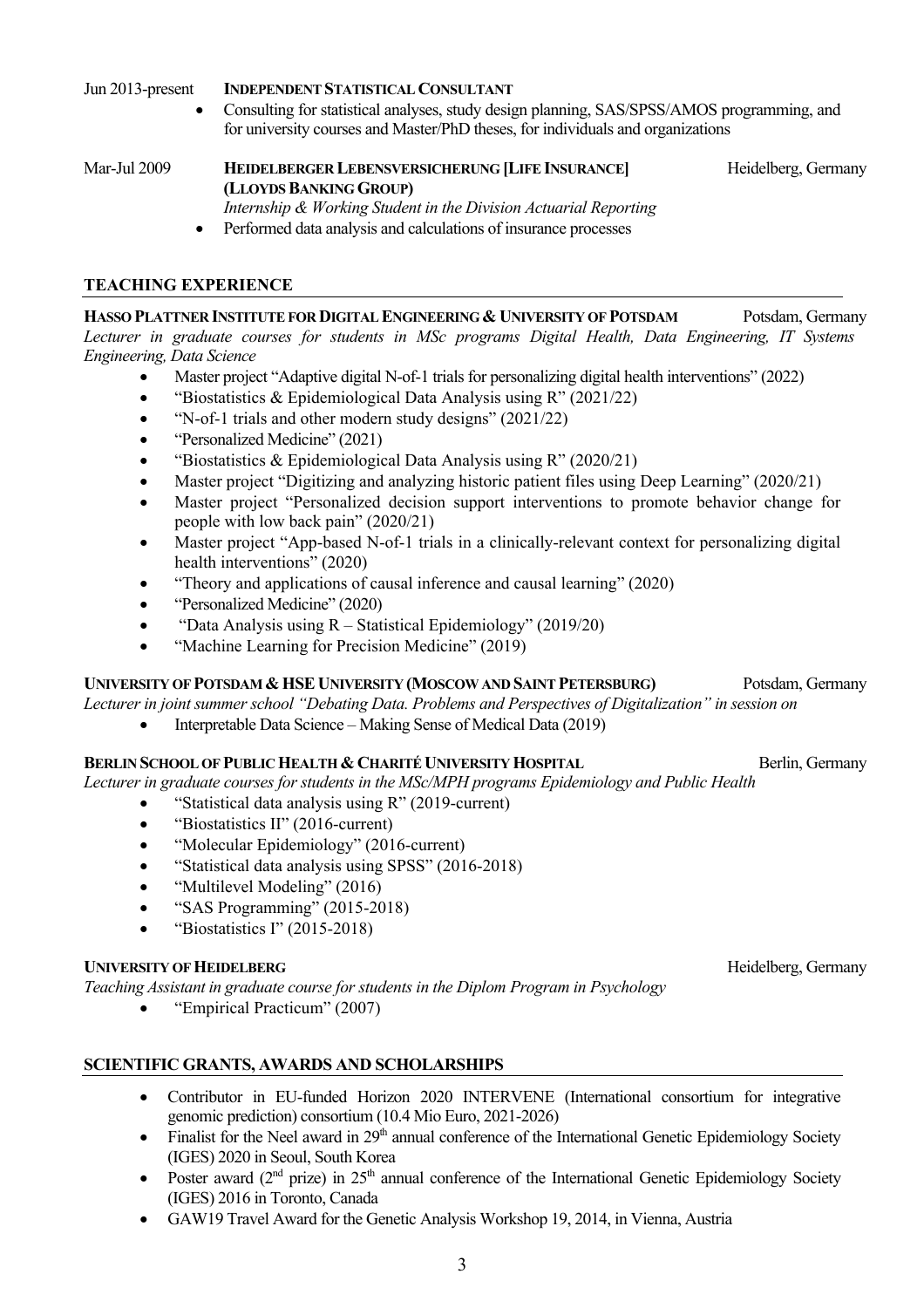Jun 2013-present **INDEPENDENT STATISTICAL CONSULTANT**

- Consulting for statistical analyses, study design planning, SAS/SPSS/AMOS programming, and for university courses and Master/PhD theses, for individuals and organizations

Mar-Jul 2009 **HEIDELBERGER LEBENSVERSICHERUNG [LIFE INSURANCE] (LLOYDS BANKING GROUP)** Heidelberg, Germany

*Internship & Working Student in the Division Actuarial Reporting*

- Performed data analysis and calculations of insurance processes

## TEACHING EXPERIENCE

**HASSO PLATTNER INSTITUTE FOR DIGITAL ENGINEERING & UNIVERSITY OF POTSDAM** Potsdam, Germany

*Lecturer in graduate courses for students in MSc programs Digital Health, Data Engineering, IT Systems Engineering, Data Science*

- Master project "Adaptive digital N-of-1 trials for personalizing digital health interventions" (2022)
- "Biostatistics & Epidemiological Data Analysis using R" (2021/22)
- "N-of-1 trials and other modern study designs" (2021/22)
- "Personalized Medicine" (2021)
- "Biostatistics & Epidemiological Data Analysis using R" (2020/21)
- Master project "Digitizing and analyzing historic patient files using Deep Learning" (2020/21)
- Master project "Personalized decision support interventions to promote behavior change for people with low back pain" (2020/21)
- Master project "App-based N-of-1 trials in a clinically-relevant context for personalizing digital health interventions" (2020)
- "Theory and applications of causal inference and causal learning" (2020)
- "Personalized Medicine" (2020)
- "Data Analysis using R – Statistical Epidemiology" (2019/20)
- "Machine Learning for Precision Medicine" (2019)

**UNIVERSITY OF POTSDAM & HSE UNIVERSITY (MOSCOW AND SAINT PETERSBURG)** Potsdam, Germany

*Lecturer in joint summer school "Debating Data. Problems and Perspectives of Digitalization" in session on*

- Interpretable Data Science – Making Sense of Medical Data (2019)

**BERLIN SCHOOL OF PUBLIC HEALTH & CHARITÉ UNIVERSITY HOSPITAL** Berlin, Germany

*Lecturer in graduate courses for students in the MSc/MPH programs Epidemiology and Public Health*

- "Statistical data analysis using R" (2019-current)
- "Biostatistics II" (2016-current)
- "Molecular Epidemiology" (2016-current)
- "Statistical data analysis using SPSS" (2016-2018)
- "Multilevel Modeling" (2016)
- "SAS Programming" (2015-2018)
- "Biostatistics I" (2015-2018)

**UNIVERSITY OF HEIDELBERG** Heidelberg, Germany

*Teaching Assistant in graduate course for students in the Diplom Program in Psychology*

- "Empirical Practicum" (2007)

## SCIENTIFIC GRANTS, AWARDS AND SCHOLARSHIPS

- Contributor in EU-funded Horizon 2020 INTERVENE (International consortium for integrative genomic prediction) consortium (10.4 Mio Euro, 2021-2026)
- Finalist for the Neel award in 29th annual conference of the International Genetic Epidemiology Society (IGES) 2020 in Seoul, South Korea
- Poster award (2nd prize) in 25th annual conference of the International Genetic Epidemiology Society (IGES) 2016 in Toronto, Canada
- GAW19 Travel Award for the Genetic Analysis Workshop 19, 2014, in Vienna, Austria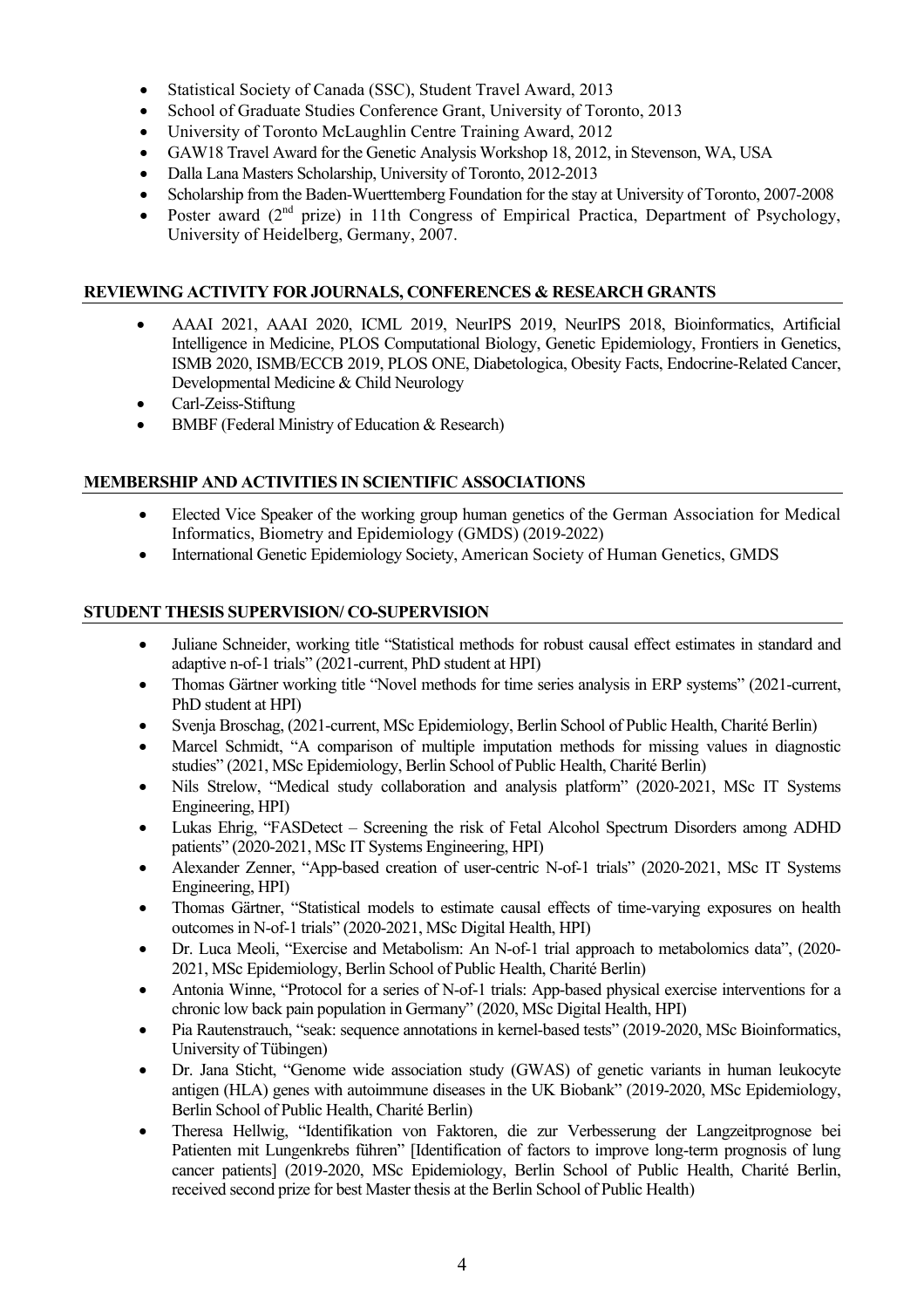- Statistical Society of Canada (SSC), Student Travel Award, 2013
- School of Graduate Studies Conference Grant, University of Toronto, 2013
- University of Toronto McLaughlin Centre Training Award, 2012
- GAW18 Travel Award for the Genetic Analysis Workshop 18, 2012, in Stevenson, WA, USA
- Dalla Lana Masters Scholarship, University of Toronto, 2012-2013
- Scholarship from the Baden-Wuerttemberg Foundation for the stay at University of Toronto, 2007-2008
- Poster award (2nd prize) in 11th Congress of Empirical Practica, Department of Psychology, University of Heidelberg, Germany, 2007.

## REVIEWING ACTIVITY FOR JOURNALS, CONFERENCES & RESEARCH GRANTS

- AAAI 2021, AAAI 2020, ICML 2019, NeurIPS 2019, NeurIPS 2018, Bioinformatics, Artificial Intelligence in Medicine, PLOS Computational Biology, Genetic Epidemiology, Frontiers in Genetics, ISMB 2020, ISMB/ECCB 2019, PLOS ONE, Diabetologica, Obesity Facts, Endocrine-Related Cancer, Developmental Medicine & Child Neurology
- Carl-Zeiss-Stiftung
- BMBF (Federal Ministry of Education & Research)

## MEMBERSHIP AND ACTIVITIES IN SCIENTIFIC ASSOCIATIONS

- Elected Vice Speaker of the working group human genetics of the German Association for Medical Informatics, Biometry and Epidemiology (GMDS) (2019-2022)
- International Genetic Epidemiology Society, American Society of Human Genetics, GMDS

## STUDENT THESIS SUPERVISION/ CO-SUPERVISION

- Juliane Schneider, working title "Statistical methods for robust causal effect estimates in standard and adaptive n-of-1 trials" (2021-current, PhD student at HPI)
- Thomas Gärtner working title "Novel methods for time series analysis in ERP systems" (2021-current, PhD student at HPI)
- Svenja Broschag, (2021-current, MSc Epidemiology, Berlin School of Public Health, Charité Berlin)
- Marcel Schmidt, "A comparison of multiple imputation methods for missing values in diagnostic studies" (2021, MSc Epidemiology, Berlin School of Public Health, Charité Berlin)
- Nils Strelow, "Medical study collaboration and analysis platform" (2020-2021, MSc IT Systems Engineering, HPI)
- Lukas Ehrig, "FASDetect – Screening the risk of Fetal Alcohol Spectrum Disorders among ADHD patients" (2020-2021, MSc IT Systems Engineering, HPI)
- Alexander Zenner, "App-based creation of user-centric N-of-1 trials" (2020-2021, MSc IT Systems Engineering, HPI)
- Thomas Gärtner, "Statistical models to estimate causal effects of time-varying exposures on health outcomes in N-of-1 trials" (2020-2021, MSc Digital Health, HPI)
- Dr. Luca Meoli, "Exercise and Metabolism: An N-of-1 trial approach to metabolomics data", (2020-2021, MSc Epidemiology, Berlin School of Public Health, Charité Berlin)
- Antonia Winne, "Protocol for a series of N-of-1 trials: App-based physical exercise interventions for a chronic low back pain population in Germany" (2020, MSc Digital Health, HPI)
- Pia Rautenstrauch, "seak: sequence annotations in kernel-based tests" (2019-2020, MSc Bioinformatics, University of Tübingen)
- Dr. Jana Sticht, "Genome wide association study (GWAS) of genetic variants in human leukocyte antigen (HLA) genes with autoimmune diseases in the UK Biobank" (2019-2020, MSc Epidemiology, Berlin School of Public Health, Charité Berlin)
- Theresa Hellwig, "Identifikation von Faktoren, die zur Verbesserung der Langzeitprognose bei Patienten mit Lungenkrebs führen" [Identification of factors to improve long-term prognosis of lung cancer patients] (2019-2020, MSc Epidemiology, Berlin School of Public Health, Charité Berlin, received second prize for best Master thesis at the Berlin School of Public Health)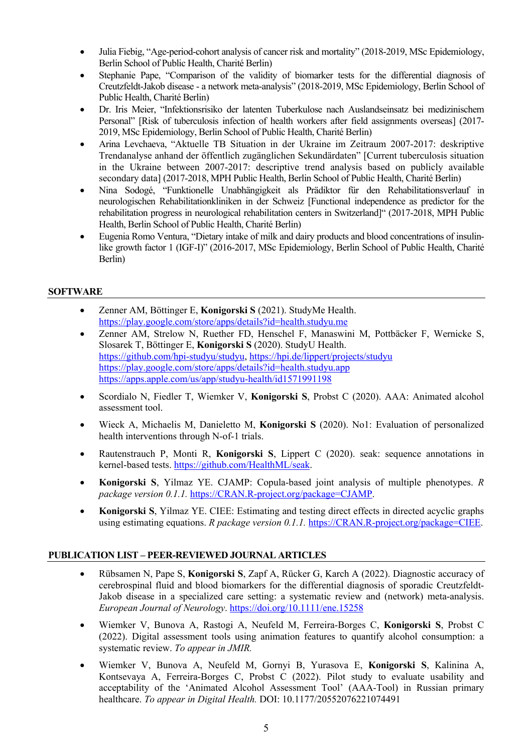- Julia Fiebig, “Age-period-cohort analysis of cancer risk and mortality” (2018-2019, MSc Epidemiology, Berlin School of Public Health, Charité Berlin)
- Stephanie Pape, “Comparison of the validity of biomarker tests for the differential diagnosis of Creutzfeldt-Jakob disease - a network meta-analysis” (2018-2019, MSc Epidemiology, Berlin School of Public Health, Charité Berlin)
- Dr. Iris Meier, “Infektionsrisiko der latenten Tuberkulose nach Auslandseinsatz bei medizinischem Personal” [Risk of tuberculosis infection of health workers after field assignments overseas] (2017-2019, MSc Epidemiology, Berlin School of Public Health, Charité Berlin)
- Arina Levchaeva, “Aktuelle TB Situation in der Ukraine im Zeitraum 2007-2017: deskriptive Trendanalyse anhand der öffentlich zugänglichen Sekundärdaten” [Current tuberculosis situation in the Ukraine between 2007-2017: descriptive trend analysis based on publicly available secondary data] (2017-2018, MPH Public Health, Berlin School of Public Health, Charité Berlin)
- Nina Sodogé, “Funktionelle Unabhängigkeit als Prädiktor für den Rehabilitationsverlauf in neurologischen Rehabilitationkliniken in der Schweiz [Functional independence as predictor for the rehabilitation progress in neurological rehabilitation centers in Switzerland]“ (2017-2018, MPH Public Health, Berlin School of Public Health, Charité Berlin)
- Eugenia Romo Ventura, “Dietary intake of milk and dairy products and blood concentrations of insulin-like growth factor 1 (IGF-I)” (2016-2017, MSc Epidemiology, Berlin School of Public Health, Charité Berlin)

## SOFTWARE

- Zenner AM, Böttinger E, **Konigorski S** (2021). StudyMe Health. https://play.google.com/store/apps/details?id=health.studyu.me
- Zenner AM, Strelow N, Ruether FD, Henschel F, Manaswini M, Pottbäcker F, Wernicke S, Slosarek T, Böttinger E, **Konigorski S** (2020). StudyU Health. https://github.com/hpi-studyu/studyu, https://hpi.de/lippert/projects/studyu https://play.google.com/store/apps/details?id=health.studyu.app https://apps.apple.com/us/app/studyu-health/id1571991198
- Scordialo N, Fiedler T, Wiemker V, **Konigorski S**, Probst C (2020). AAA: Animated alcohol assessment tool.
- Wieck A, Michaelis M, Danieletto M, **Konigorski S** (2020). No1: Evaluation of personalized health interventions through N-of-1 trials.
- Rautenstrauch P, Monti R, **Konigorski S**, Lippert C (2020). seak: sequence annotations in kernel-based tests. https://github.com/HealthML/seak.
- **Konigorski S**, Yilmaz YE. CJAMP: Copula-based joint analysis of multiple phenotypes. *R package version 0.1.1.* https://CRAN.R-project.org/package=CJAMP.
- **Konigorski S**, Yilmaz YE. CIEE: Estimating and testing direct effects in directed acyclic graphs using estimating equations. *R package version 0.1.1.* https://CRAN.R-project.org/package=CIEE.

## PUBLICATION LIST – PEER-REVIEWED JOURNAL ARTICLES

- Rübsamen N, Pape S, **Konigorski S**, Zapf A, Rücker G, Karch A (2022). Diagnostic accuracy of cerebrospinal fluid and blood biomarkers for the differential diagnosis of sporadic Creutzfeldt-Jakob disease in a specialized care setting: a systematic review and (network) meta-analysis. *European Journal of Neurology*. https://doi.org/10.1111/ene.15258
- Wiemker V, Bunova A, Rastogi A, Neufeld M, Ferreira-Borges C, **Konigorski S**, Probst C (2022). Digital assessment tools using animation features to quantify alcohol consumption: a systematic review. *To appear in JMIR.*
- Wiemker V, Bunova A, Neufeld M, Gornyi B, Yurasova E, **Konigorski S**, Kalinina A, Kontsevaya A, Ferreira-Borges C, Probst C (2022). Pilot study to evaluate usability and acceptability of the ‘Animated Alcohol Assessment Tool’ (AAA-Tool) in Russian primary healthcare. *To appear in Digital Health.* DOI: 10.1177/20552076221074491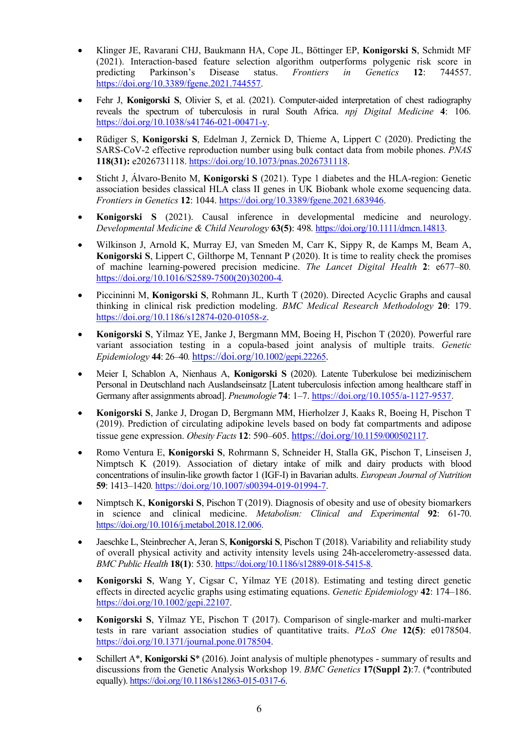- Klinger JE, Ravarani CHJ, Baukmann HA, Cope JL, Böttinger EP, **Konigorski S**, Schmidt MF (2021). Interaction-based feature selection algorithm outperforms polygenic risk score in predicting Parkinson's Disease status. *Frontiers in Genetics* **12**: 744557. https://doi.org/10.3389/fgene.2021.744557.

- Fehr J, **Konigorski S**, Olivier S, et al. (2021). Computer-aided interpretation of chest radiography reveals the spectrum of tuberculosis in rural South Africa. *npj Digital Medicine* **4**: 106. https://doi.org/10.1038/s41746-021-00471-y.

- Rüdiger S, **Konigorski S**, Edelman J, Zernick D, Thieme A, Lippert C (2020). Predicting the SARS-CoV-2 effective reproduction number using bulk contact data from mobile phones. *PNAS* **118(31):** e2026731118. https://doi.org/10.1073/pnas.2026731118.

- Sticht J, Álvaro-Benito M, **Konigorski S** (2021). Type 1 diabetes and the HLA-region: Genetic association besides classical HLA class II genes in UK Biobank whole exome sequencing data. *Frontiers in Genetics* **12**: 1044. https://doi.org/10.3389/fgene.2021.683946.

- **Konigorski S** (2021). Causal inference in developmental medicine and neurology. *Developmental Medicine & Child Neurology* **63(5)**: 498. https://doi.org/10.1111/dmcn.14813.

- Wilkinson J, Arnold K, Murray EJ, van Smeden M, Carr K, Sippy R, de Kamps M, Beam A, **Konigorski S**, Lippert C, Gilthorpe M, Tennant P (2020). It is time to reality check the promises of machine learning-powered precision medicine. *The Lancet Digital Health* **2**: e677–80. https://doi.org/10.1016/S2589-7500(20)30200-4.

- Piccininni M, **Konigorski S**, Rohmann JL, Kurth T (2020). Directed Acyclic Graphs and causal thinking in clinical risk prediction modeling. *BMC Medical Research Methodology* **20**: 179. https://doi.org/10.1186/s12874-020-01058-z.

- **Konigorski S**, Yilmaz YE, Janke J, Bergmann MM, Boeing H, Pischon T (2020). Powerful rare variant association testing in a copula-based joint analysis of multiple traits. *Genetic Epidemiology* **44**: 26–40. https://doi.org/10.1002/gepi.22265.

- Meier I, Schablon A, Nienhaus A, **Konigorski S** (2020). Latente Tuberkulose bei medizinischem Personal in Deutschland nach Auslandseinsatz [Latent tuberculosis infection among healthcare staff in Germany after assignments abroad]. *Pneumologie* **74**: 1–7. https://doi.org/10.1055/a-1127-9537.

- **Konigorski S**, Janke J, Drogan D, Bergmann MM, Hierholzer J, Kaaks R, Boeing H, Pischon T (2019). Prediction of circulating adipokine levels based on body fat compartments and adipose tissue gene expression. *Obesity Facts* **12**: 590–605. https://doi.org/10.1159/000502117.

- Romo Ventura E, **Konigorski S**, Rohrmann S, Schneider H, Stalla GK, Pischon T, Linseisen J, Nimptsch K (2019). Association of dietary intake of milk and dairy products with blood concentrations of insulin-like growth factor 1 (IGF-I) in Bavarian adults. *European Journal of Nutrition* **59**: 1413–1420. https://doi.org/10.1007/s00394-019-01994-7.

- Nimptsch K, **Konigorski S**, Pischon T (2019). Diagnosis of obesity and use of obesity biomarkers in science and clinical medicine. *Metabolism: Clinical and Experimental* **92**: 61-70. https://doi.org/10.1016/j.metabol.2018.12.006.

- Jaeschke L, Steinbrecher A, Jeran S, **Konigorski S**, Pischon T (2018). Variability and reliability study of overall physical activity and activity intensity levels using 24h-accelerometry-assessed data. *BMC Public Health* **18(1)**: 530. https://doi.org/10.1186/s12889-018-5415-8.

- **Konigorski S**, Wang Y, Cigsar C, Yilmaz YE (2018). Estimating and testing direct genetic effects in directed acyclic graphs using estimating equations. *Genetic Epidemiology* **42**: 174–186. https://doi.org/10.1002/gepi.22107.

- **Konigorski S**, Yilmaz YE, Pischon T (2017). Comparison of single-marker and multi-marker tests in rare variant association studies of quantitative traits. *PLoS One* **12(5)**: e0178504. https://doi.org/10.1371/journal.pone.0178504.

- Schillert A*, **Konigorski S***(2016). Joint analysis of multiple phenotypes - summary of results and discussions from the Genetic Analysis Workshop 19. *BMC Genetics* **17(Suppl 2)**:7. (*contributed equally). https://doi.org/10.1186/s12863-015-0317-6.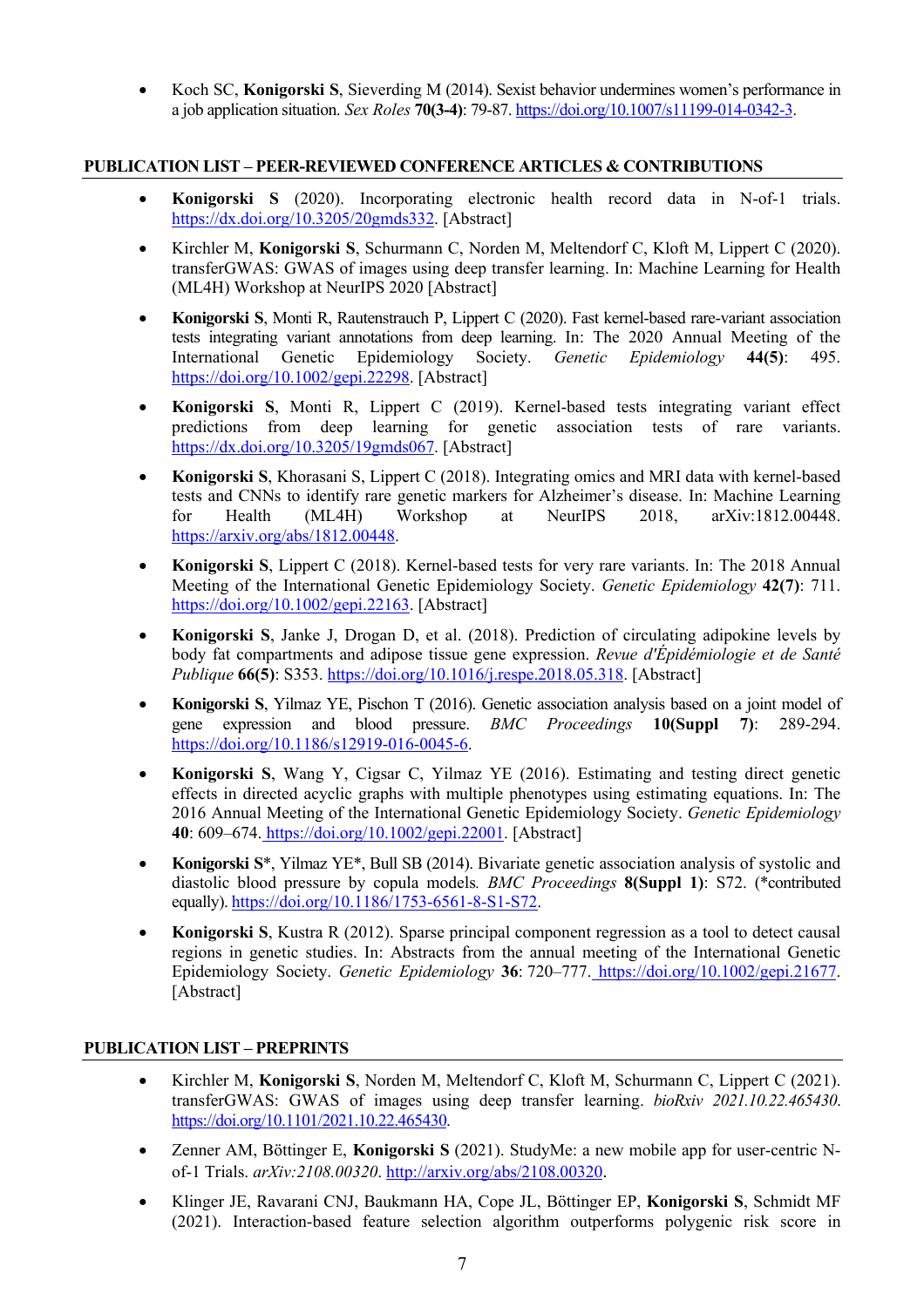- Koch SC, **Konigorski S**, Sieverding M (2014). Sexist behavior undermines women's performance in a job application situation. *Sex Roles* **70(3-4)**: 79-87. https://doi.org/10.1007/s11199-014-0342-3.

## PUBLICATION LIST – PEER-REVIEWED CONFERENCE ARTICLES & CONTRIBUTIONS

- **Konigorski S** (2020). Incorporating electronic health record data in N-of-1 trials. https://dx.doi.org/10.3205/20gmds332. [Abstract]
- Kirchler M, **Konigorski S**, Schurmann C, Norden M, Meltendorf C, Kloft M, Lippert C (2020). transferGWAS: GWAS of images using deep transfer learning. In: Machine Learning for Health (ML4H) Workshop at NeurIPS 2020 [Abstract]
- **Konigorski S**, Monti R, Rautenstrauch P, Lippert C (2020). Fast kernel-based rare-variant association tests integrating variant annotations from deep learning. In: The 2020 Annual Meeting of the International Genetic Epidemiology Society. *Genetic Epidemiology* **44(5)**: 495. https://doi.org/10.1002/gepi.22298. [Abstract]
- **Konigorski S**, Monti R, Lippert C (2019). Kernel-based tests integrating variant effect predictions from deep learning for genetic association tests of rare variants. https://dx.doi.org/10.3205/19gmds067. [Abstract]
- **Konigorski S**, Khorasani S, Lippert C (2018). Integrating omics and MRI data with kernel-based tests and CNNs to identify rare genetic markers for Alzheimer's disease. In: Machine Learning for Health (ML4H) Workshop at NeurIPS 2018, arXiv:1812.00448. https://arxiv.org/abs/1812.00448.
- **Konigorski S**, Lippert C (2018). Kernel-based tests for very rare variants. In: The 2018 Annual Meeting of the International Genetic Epidemiology Society. *Genetic Epidemiology* **42(7)**: 711. https://doi.org/10.1002/gepi.22163. [Abstract]
- **Konigorski S**, Janke J, Drogan D, et al. (2018). Prediction of circulating adipokine levels by body fat compartments and adipose tissue gene expression. *Revue d'Épidémiologie et de Santé Publique* **66(5)**: S353. https://doi.org/10.1016/j.respe.2018.05.318. [Abstract]
- **Konigorski S**, Yilmaz YE, Pischon T (2016). Genetic association analysis based on a joint model of gene expression and blood pressure. *BMC Proceedings* **10(Suppl 7)**: 289-294. https://doi.org/10.1186/s12919-016-0045-6.
- **Konigorski S**, Wang Y, Cigsar C, Yilmaz YE (2016). Estimating and testing direct genetic effects in directed acyclic graphs with multiple phenotypes using estimating equations. In: The 2016 Annual Meeting of the International Genetic Epidemiology Society. *Genetic Epidemiology* **40**: 609–674. https://doi.org/10.1002/gepi.22001. [Abstract]
- **Konigorski S***, Yilmaz YE*, Bull SB (2014). Bivariate genetic association analysis of systolic and diastolic blood pressure by copula models. *BMC Proceedings* **8(Suppl 1)**: S72. (*contributed equally). https://doi.org/10.1186/1753-6561-8-S1-S72.
- **Konigorski S**, Kustra R (2012). Sparse principal component regression as a tool to detect causal regions in genetic studies. In: Abstracts from the annual meeting of the International Genetic Epidemiology Society. *Genetic Epidemiology* **36**: 720–777. https://doi.org/10.1002/gepi.21677. [Abstract]

## PUBLICATION LIST – PREPRINTS

- Kirchler M, **Konigorski S**, Norden M, Meltendorf C, Kloft M, Schurmann C, Lippert C (2021). transferGWAS: GWAS of images using deep transfer learning. *bioRxiv 2021.10.22.465430*. https://doi.org/10.1101/2021.10.22.465430.
- Zenner AM, Böttinger E, **Konigorski S** (2021). StudyMe: a new mobile app for user-centric N-of-1 Trials. *arXiv:2108.00320*. http://arxiv.org/abs/2108.00320.
- Klinger JE, Ravarani CNJ, Baukmann HA, Cope JL, Böttinger EP, **Konigorski S**, Schmidt MF (2021). Interaction-based feature selection algorithm outperforms polygenic risk score in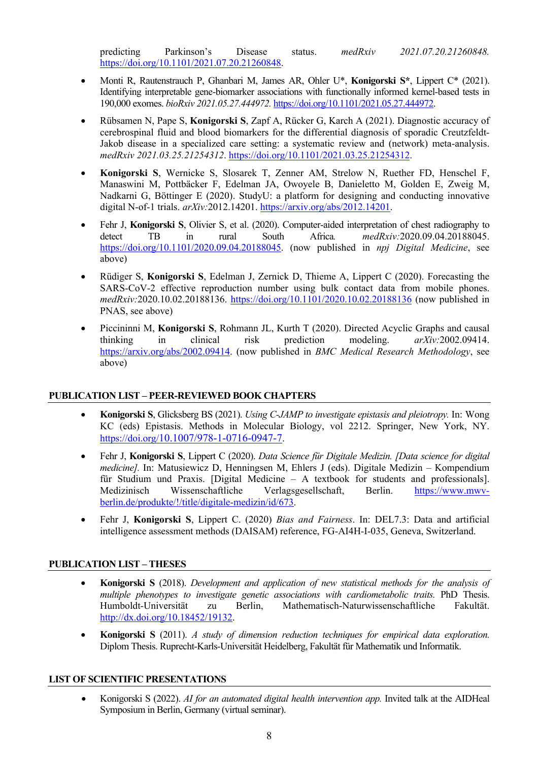predicting Parkinson's Disease status. *medRxiv 2021.07.20.21260848.* https://doi.org/10.1101/2021.07.20.21260848.

- Monti R, Rautenstrauch P, Ghanbari M, James AR, Ohler U*, **Konigorski S***, Lippert C* (2021). Identifying interpretable gene-biomarker associations with functionally informed kernel-based tests in 190,000 exomes. *bioRxiv 2021.05.27.444972.* https://doi.org/10.1101/2021.05.27.444972.
- Rübsamen N, Pape S, **Konigorski S**, Zapf A, Rücker G, Karch A (2021). Diagnostic accuracy of cerebrospinal fluid and blood biomarkers for the differential diagnosis of sporadic Creutzfeldt-Jakob disease in a specialized care setting: a systematic review and (network) meta-analysis. *medRxiv 2021.03.25.21254312*. https://doi.org/10.1101/2021.03.25.21254312.
- **Konigorski S**, Wernicke S, Slosarek T, Zenner AM, Strelow N, Ruether FD, Henschel F, Manaswini M, Pottbäcker F, Edelman JA, Owoyele B, Danieletto M, Golden E, Zweig M, Nadkarni G, Böttinger E (2020). StudyU: a platform for designing and conducting innovative digital N-of-1 trials. *arXiv:*2012.14201. https://arxiv.org/abs/2012.14201.
- Fehr J, **Konigorski S**, Olivier S, et al. (2020). Computer-aided interpretation of chest radiography to detect TB in rural South Africa. *medRxiv:*2020.09.04.20188045. https://doi.org/10.1101/2020.09.04.20188045. (now published in *npj Digital Medicine*, see above)
- Rüdiger S, **Konigorski S**, Edelman J, Zernick D, Thieme A, Lippert C (2020). Forecasting the SARS-CoV-2 effective reproduction number using bulk contact data from mobile phones. *medRxiv:*2020.10.02.20188136. https://doi.org/10.1101/2020.10.02.20188136 (now published in PNAS, see above)
- Piccininni M, **Konigorski S**, Rohmann JL, Kurth T (2020). Directed Acyclic Graphs and causal thinking in clinical risk prediction modeling. *arXiv:*2002.09414. https://arxiv.org/abs/2002.09414. (now published in *BMC Medical Research Methodology*, see above)

## PUBLICATION LIST – PEER-REVIEWED BOOK CHAPTERS

- **Konigorski S**, Glicksberg BS (2021). *Using C-JAMP to investigate epistasis and pleiotropy.* In: Wong KC (eds) Epistasis. Methods in Molecular Biology, vol 2212. Springer, New York, NY. https://doi.org/10.1007/978-1-0716-0947-7.
- Fehr J, **Konigorski S**, Lippert C (2020). *Data Science für Digitale Medizin. [Data science for digital medicine].* In: Matusiewicz D, Henningsen M, Ehlers J (eds). Digitale Medizin – Kompendium für Studium und Praxis. [Digital Medicine – A textbook for students and professionals]. Medizinisch Wissenschaftliche Verlagsgesellschaft, Berlin. https://www.mwv-berlin.de/produkte/!/title/digitale-medizin/id/673.
- Fehr J, **Konigorski S**, Lippert C. (2020) *Bias and Fairness*. In: DEL7.3: Data and artificial intelligence assessment methods (DAISAM) reference, FG-AI4H-I-035, Geneva, Switzerland.

## PUBLICATION LIST – THESES

- **Konigorski S** (2018). *Development and application of new statistical methods for the analysis of multiple phenotypes to investigate genetic associations with cardiometabolic traits.* PhD Thesis. Humboldt-Universität zu Berlin, Mathematisch-Naturwissenschaftliche Fakultät. http://dx.doi.org/10.18452/19132.
- **Konigorski S** (2011). *A study of dimension reduction techniques for empirical data exploration.* Diplom Thesis. Ruprecht-Karls-Universität Heidelberg, Fakultät für Mathematik und Informatik.

## LIST OF SCIENTIFIC PRESENTATIONS

- Konigorski S (2022). *AI for an automated digital health intervention app.* Invited talk at the AIDHeal Symposium in Berlin, Germany (virtual seminar).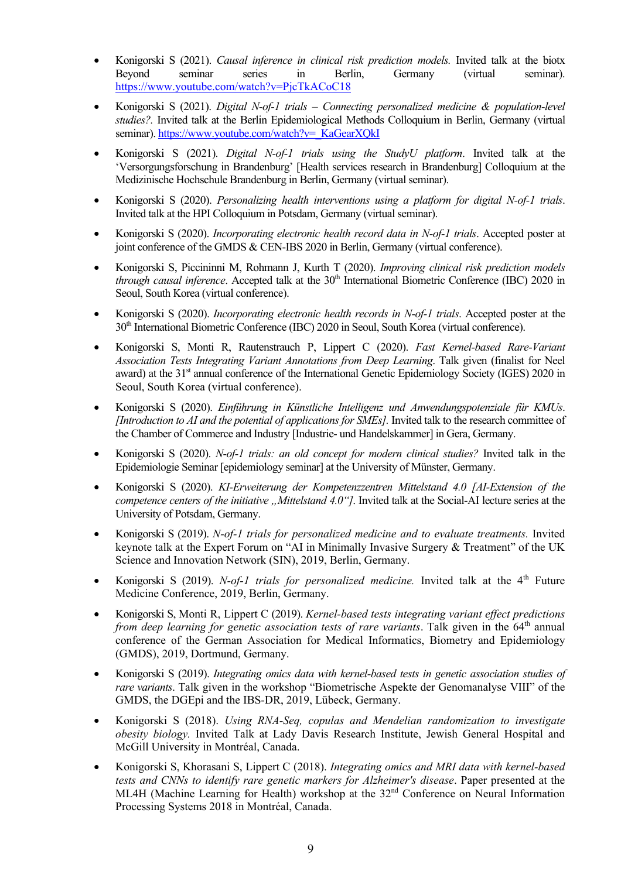- Konigorski S (2021). *Causal inference in clinical risk prediction models.* Invited talk at the biotx Beyond seminar series in Berlin, Germany (virtual seminar). https://www.youtube.com/watch?v=PjcTkACoC18

- Konigorski S (2021). *Digital N-of-1 trials – Connecting personalized medicine & population-level studies?.* Invited talk at the Berlin Epidemiological Methods Colloquium in Berlin, Germany (virtual seminar). https://www.youtube.com/watch?v=_KaGearXQkI

- Konigorski S (2021). *Digital N-of-1 trials using the StudyU platform*. Invited talk at the 'Versorgungsforschung in Brandenburg' [Health services research in Brandenburg] Colloquium at the Medizinische Hochschule Brandenburg in Berlin, Germany (virtual seminar).

- Konigorski S (2020). *Personalizing health interventions using a platform for digital N-of-1 trials*. Invited talk at the HPI Colloquium in Potsdam, Germany (virtual seminar).

- Konigorski S (2020). *Incorporating electronic health record data in N-of-1 trials*. Accepted poster at joint conference of the GMDS & CEN-IBS 2020 in Berlin, Germany (virtual conference).

- Konigorski S, Piccininni M, Rohmann J, Kurth T (2020). *Improving clinical risk prediction models through causal inference*. Accepted talk at the 30th International Biometric Conference (IBC) 2020 in Seoul, South Korea (virtual conference).

- Konigorski S (2020). *Incorporating electronic health records in N-of-1 trials*. Accepted poster at the 30th International Biometric Conference (IBC) 2020 in Seoul, South Korea (virtual conference).

- Konigorski S, Monti R, Rautenstrauch P, Lippert C (2020). *Fast Kernel-based Rare-Variant Association Tests Integrating Variant Annotations from Deep Learning*. Talk given (finalist for Neel award) at the 31st annual conference of the International Genetic Epidemiology Society (IGES) 2020 in Seoul, South Korea (virtual conference).

- Konigorski S (2020). *Einführung in Künstliche Intelligenz und Anwendungspotenziale für KMUs. [Introduction to AI and the potential of applications for SMEs].* Invited talk to the research committee of the Chamber of Commerce and Industry [Industrie- und Handelskammer] in Gera, Germany.

- Konigorski S (2020). *N-of-1 trials: an old concept for modern clinical studies?* Invited talk in the Epidemiologie Seminar [epidemiology seminar] at the University of Münster, Germany.

- Konigorski S (2020). *KI-Erweiterung der Kompetenzzentren Mittelstand 4.0 [AI-Extension of the competence centers of the initiative „Mittelstand 4.0"].* Invited talk at the Social-AI lecture series at the University of Potsdam, Germany.

- Konigorski S (2019). *N-of-1 trials for personalized medicine and to evaluate treatments.* Invited keynote talk at the Expert Forum on "AI in Minimally Invasive Surgery & Treatment" of the UK Science and Innovation Network (SIN), 2019, Berlin, Germany.

- Konigorski S (2019). *N-of-1 trials for personalized medicine.* Invited talk at the 4th Future Medicine Conference, 2019, Berlin, Germany.

- Konigorski S, Monti R, Lippert C (2019). *Kernel-based tests integrating variant effect predictions from deep learning for genetic association tests of rare variants*. Talk given in the 64th annual conference of the German Association for Medical Informatics, Biometry and Epidemiology (GMDS), 2019, Dortmund, Germany.

- Konigorski S (2019). *Integrating omics data with kernel-based tests in genetic association studies of rare variants*. Talk given in the workshop "Biometrische Aspekte der Genomanalyse VIII" of the GMDS, the DGEpi and the IBS-DR, 2019, Lübeck, Germany.

- Konigorski S (2018). *Using RNA-Seq, copulas and Mendelian randomization to investigate obesity biology.* Invited Talk at Lady Davis Research Institute, Jewish General Hospital and McGill University in Montréal, Canada.

- Konigorski S, Khorasani S, Lippert C (2018). *Integrating omics and MRI data with kernel-based tests and CNNs to identify rare genetic markers for Alzheimer's disease*. Paper presented at the ML4H (Machine Learning for Health) workshop at the 32nd Conference on Neural Information Processing Systems 2018 in Montréal, Canada.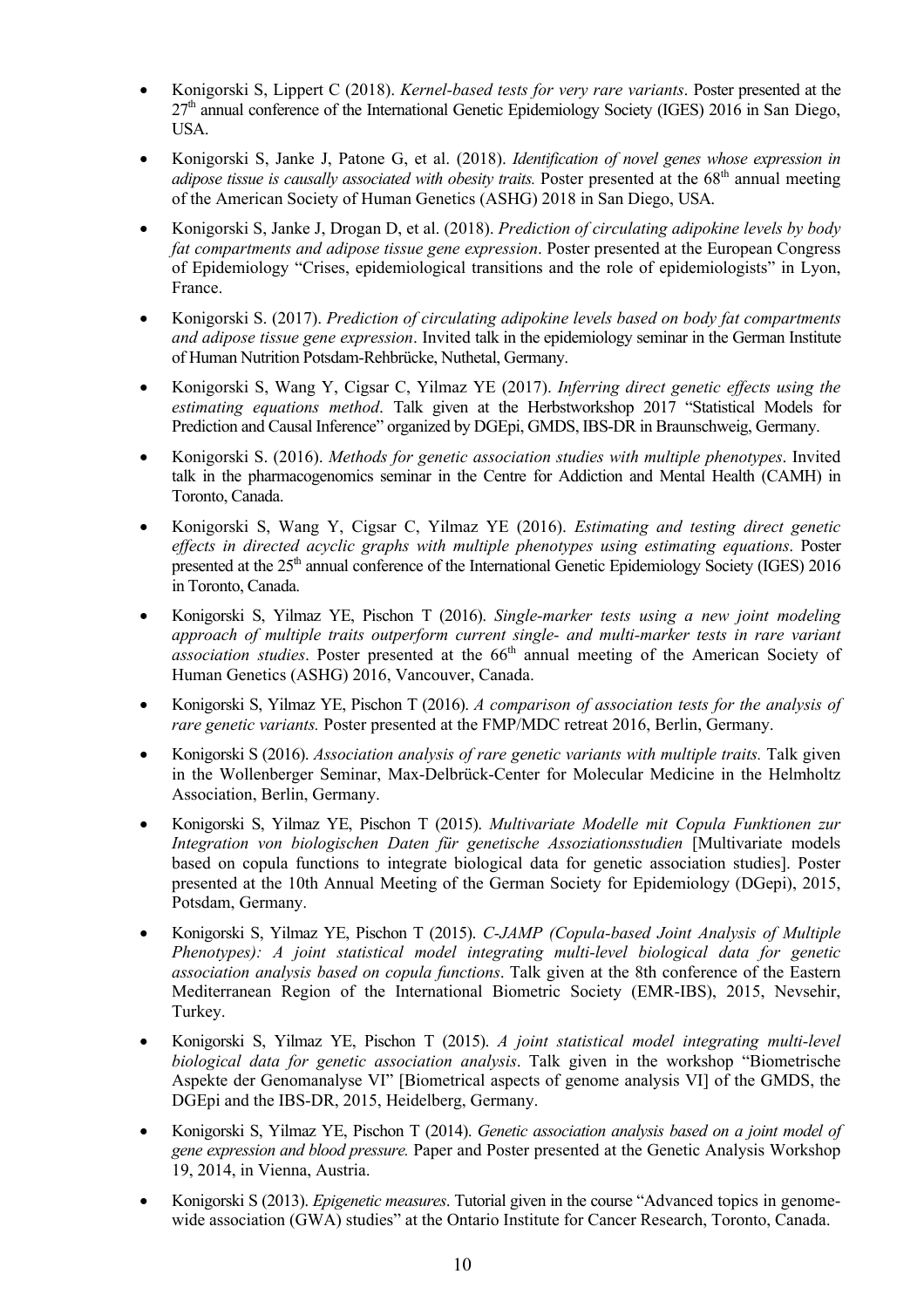- Konigorski S, Lippert C (2018). *Kernel-based tests for very rare variants*. Poster presented at the 27th annual conference of the International Genetic Epidemiology Society (IGES) 2016 in San Diego, USA.
- Konigorski S, Janke J, Patone G, et al. (2018). *Identification of novel genes whose expression in adipose tissue is causally associated with obesity traits.* Poster presented at the 68th annual meeting of the American Society of Human Genetics (ASHG) 2018 in San Diego, USA.
- Konigorski S, Janke J, Drogan D, et al. (2018). *Prediction of circulating adipokine levels by body fat compartments and adipose tissue gene expression*. Poster presented at the European Congress of Epidemiology "Crises, epidemiological transitions and the role of epidemiologists" in Lyon, France.
- Konigorski S. (2017). *Prediction of circulating adipokine levels based on body fat compartments and adipose tissue gene expression*. Invited talk in the epidemiology seminar in the German Institute of Human Nutrition Potsdam-Rehbrücke, Nuthetal, Germany.
- Konigorski S, Wang Y, Cigsar C, Yilmaz YE (2017). *Inferring direct genetic effects using the estimating equations method*. Talk given at the Herbstworkshop 2017 "Statistical Models for Prediction and Causal Inference" organized by DGEpi, GMDS, IBS-DR in Braunschweig, Germany.
- Konigorski S. (2016). *Methods for genetic association studies with multiple phenotypes*. Invited talk in the pharmacogenomics seminar in the Centre for Addiction and Mental Health (CAMH) in Toronto, Canada.
- Konigorski S, Wang Y, Cigsar C, Yilmaz YE (2016). *Estimating and testing direct genetic effects in directed acyclic graphs with multiple phenotypes using estimating equations*. Poster presented at the 25th annual conference of the International Genetic Epidemiology Society (IGES) 2016 in Toronto, Canada.
- Konigorski S, Yilmaz YE, Pischon T (2016). *Single-marker tests using a new joint modeling approach of multiple traits outperform current single- and multi-marker tests in rare variant association studies*. Poster presented at the 66th annual meeting of the American Society of Human Genetics (ASHG) 2016, Vancouver, Canada.
- Konigorski S, Yilmaz YE, Pischon T (2016). *A comparison of association tests for the analysis of rare genetic variants.* Poster presented at the FMP/MDC retreat 2016, Berlin, Germany.
- Konigorski S (2016). *Association analysis of rare genetic variants with multiple traits.* Talk given in the Wollenberger Seminar, Max-Delbrück-Center for Molecular Medicine in the Helmholtz Association, Berlin, Germany.
- Konigorski S, Yilmaz YE, Pischon T (2015). *Multivariate Modelle mit Copula Funktionen zur Integration von biologischen Daten für genetische Assoziationsstudien* [Multivariate models based on copula functions to integrate biological data for genetic association studies]. Poster presented at the 10th Annual Meeting of the German Society for Epidemiology (DGepi), 2015, Potsdam, Germany.
- Konigorski S, Yilmaz YE, Pischon T (2015). *C-JAMP (Copula-based Joint Analysis of Multiple Phenotypes): A joint statistical model integrating multi-level biological data for genetic association analysis based on copula functions*. Talk given at the 8th conference of the Eastern Mediterranean Region of the International Biometric Society (EMR-IBS), 2015, Nevsehir, Turkey.
- Konigorski S, Yilmaz YE, Pischon T (2015). *A joint statistical model integrating multi-level biological data for genetic association analysis*. Talk given in the workshop "Biometrische Aspekte der Genomanalyse VI" [Biometrical aspects of genome analysis VI] of the GMDS, the DGEpi and the IBS-DR, 2015, Heidelberg, Germany.
- Konigorski S, Yilmaz YE, Pischon T (2014). *Genetic association analysis based on a joint model of gene expression and blood pressure.* Paper and Poster presented at the Genetic Analysis Workshop 19, 2014, in Vienna, Austria.
- Konigorski S (2013). *Epigenetic measures*. Tutorial given in the course "Advanced topics in genome-wide association (GWA) studies" at the Ontario Institute for Cancer Research, Toronto, Canada.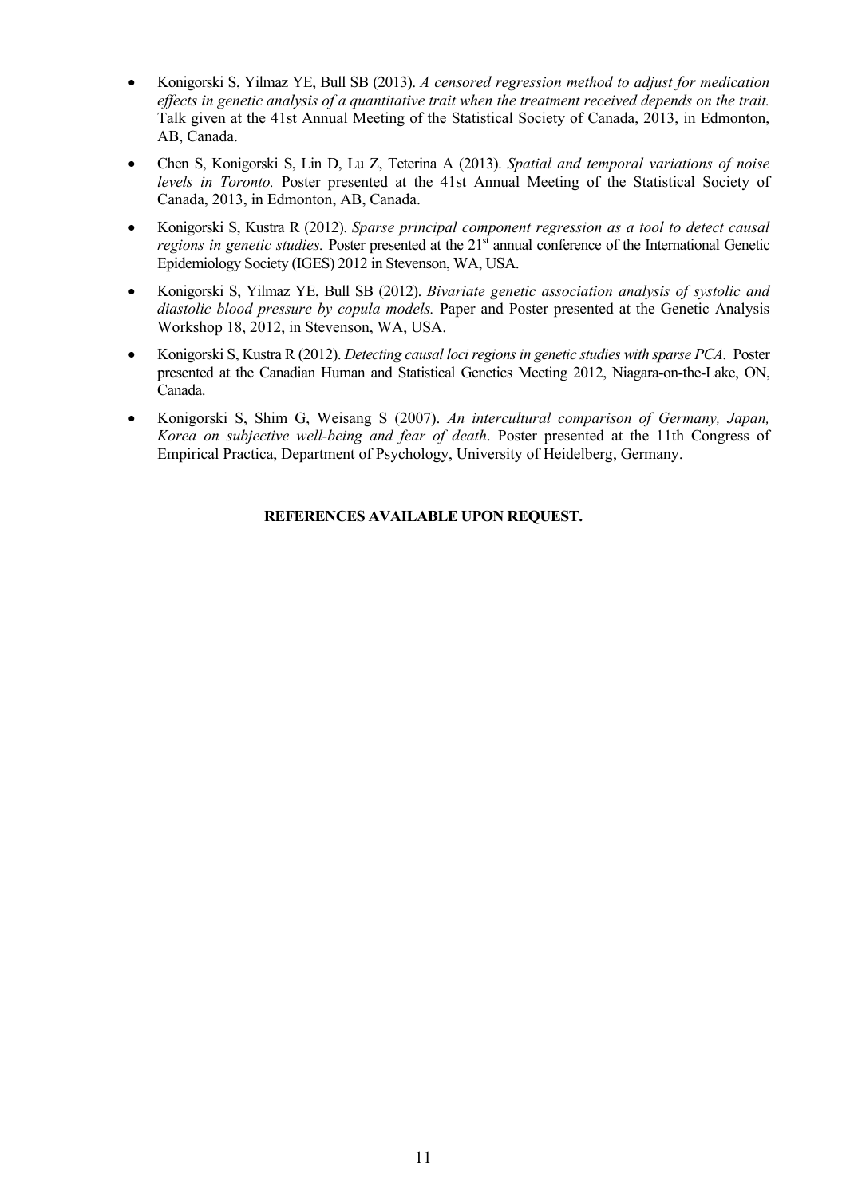- Konigorski S, Yilmaz YE, Bull SB (2013). *A censored regression method to adjust for medication effects in genetic analysis of a quantitative trait when the treatment received depends on the trait.* Talk given at the 41st Annual Meeting of the Statistical Society of Canada, 2013, in Edmonton, AB, Canada.
- Chen S, Konigorski S, Lin D, Lu Z, Teterina A (2013). *Spatial and temporal variations of noise levels in Toronto.* Poster presented at the 41st Annual Meeting of the Statistical Society of Canada, 2013, in Edmonton, AB, Canada.
- Konigorski S, Kustra R (2012). *Sparse principal component regression as a tool to detect causal regions in genetic studies.* Poster presented at the 21st annual conference of the International Genetic Epidemiology Society (IGES) 2012 in Stevenson, WA, USA.
- Konigorski S, Yilmaz YE, Bull SB (2012). *Bivariate genetic association analysis of systolic and diastolic blood pressure by copula models.* Paper and Poster presented at the Genetic Analysis Workshop 18, 2012, in Stevenson, WA, USA.
- Konigorski S, Kustra R (2012). *Detecting causal loci regions in genetic studies with sparse PCA*. Poster presented at the Canadian Human and Statistical Genetics Meeting 2012, Niagara-on-the-Lake, ON, Canada.
- Konigorski S, Shim G, Weisang S (2007). *An intercultural comparison of Germany, Japan, Korea on subjective well-being and fear of death*. Poster presented at the 11th Congress of Empirical Practica, Department of Psychology, University of Heidelberg, Germany.

**REFERENCES AVAILABLE UPON REQUEST.**